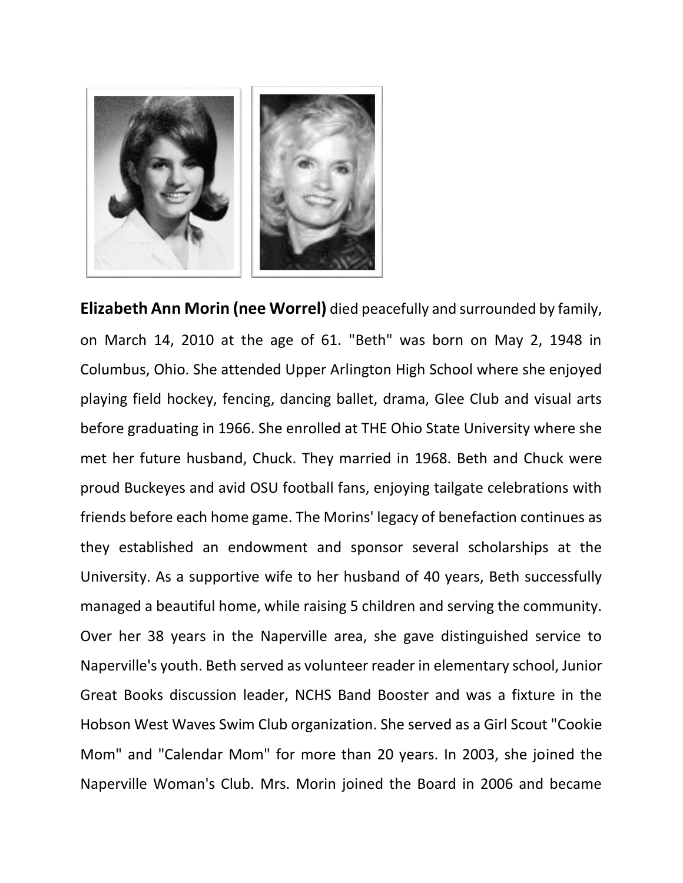**Elizabeth Ann Morin (nee Worrel)** died peacefully and surrounded by family, on March 14, 2010 at the age of 61. "Beth" was born on May 2, 1948 in Columbus, Ohio. She attended Upper Arlington High School where she enjoyed playing field hockey, fencing, dancing ballet, drama, Glee Club and visual arts before graduating in 1966. She enrolled at THE Ohio State University where she met her future husband, Chuck. They married in 1968. Beth and Chuck were proud Buckeyes and avid OSU football fans, enjoying tailgate celebrations with friends before each home game. The Morins' legacy of benefaction continues as they established an endowment and sponsor several scholarships at the University. As a supportive wife to her husband of 40 years, Beth successfully managed a beautiful home, while raising 5 children and serving the community. Over her 38 years in the Naperville area, she gave distinguished service to Naperville's youth. Beth served as volunteer reader in elementary school, Junior Great Books discussion leader, NCHS Band Booster and was a fixture in the Hobson West Waves Swim Club organization. She served as a Girl Scout "Cookie Mom" and "Calendar Mom" for more than 20 years. In 2003, she joined the Naperville Woman's Club. Mrs. Morin joined the Board in 2006 and became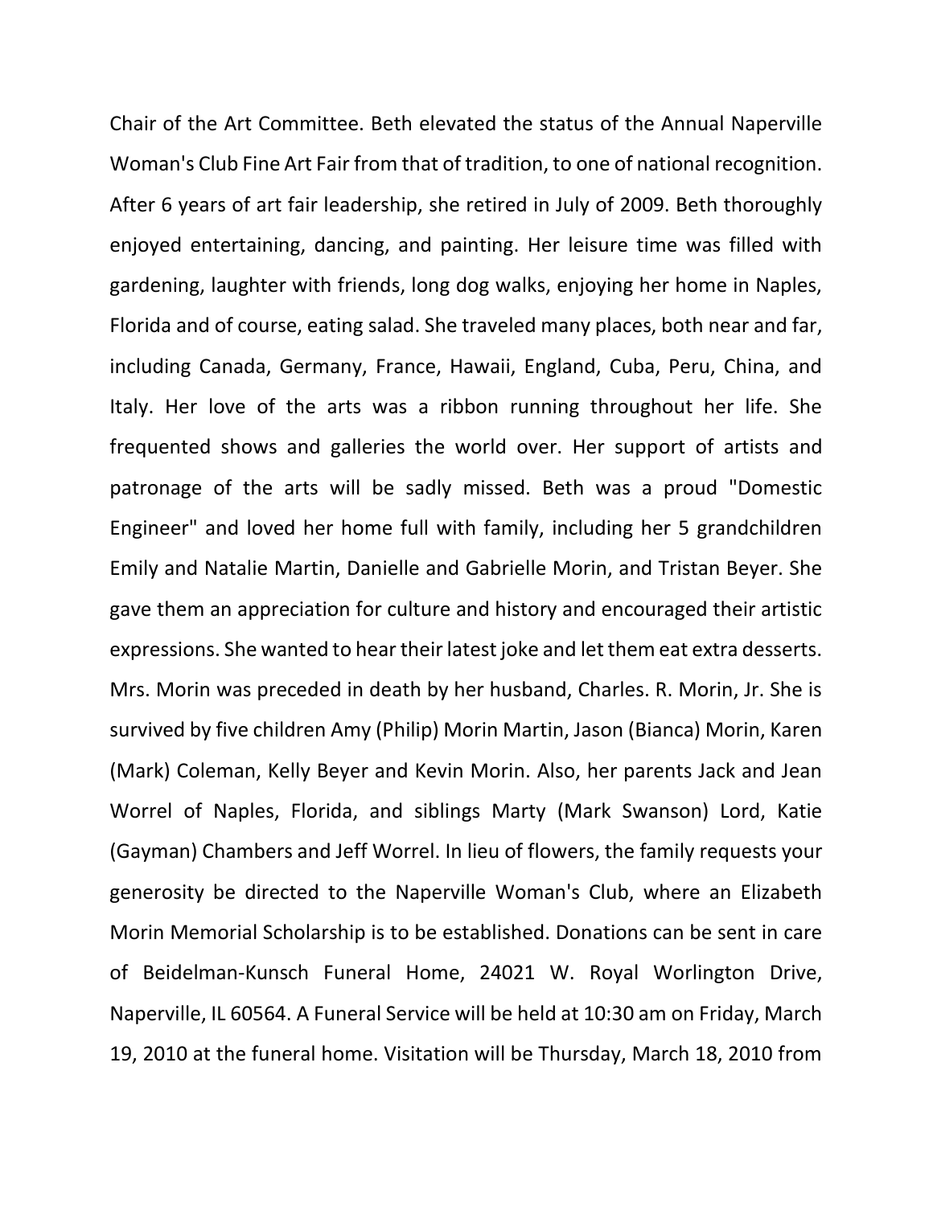Chair of the Art Committee. Beth elevated the status of the Annual Naperville Woman's Club Fine Art Fair from that of tradition, to one of national recognition. After 6 years of art fair leadership, she retired in July of 2009. Beth thoroughly enjoyed entertaining, dancing, and painting. Her leisure time was filled with gardening, laughter with friends, long dog walks, enjoying her home in Naples, Florida and of course, eating salad. She traveled many places, both near and far, including Canada, Germany, France, Hawaii, England, Cuba, Peru, China, and Italy. Her love of the arts was a ribbon running throughout her life. She frequented shows and galleries the world over. Her support of artists and patronage of the arts will be sadly missed. Beth was a proud "Domestic Engineer" and loved her home full with family, including her 5 grandchildren Emily and Natalie Martin, Danielle and Gabrielle Morin, and Tristan Beyer. She gave them an appreciation for culture and history and encouraged their artistic expressions. She wanted to hear their latest joke and let them eat extra desserts. Mrs. Morin was preceded in death by her husband, Charles. R. Morin, Jr. She is survived by five children Amy (Philip) Morin Martin, Jason (Bianca) Morin, Karen (Mark) Coleman, Kelly Beyer and Kevin Morin. Also, her parents Jack and Jean Worrel of Naples, Florida, and siblings Marty (Mark Swanson) Lord, Katie (Gayman) Chambers and Jeff Worrel. In lieu of flowers, the family requests your generosity be directed to the Naperville Woman's Club, where an Elizabeth Morin Memorial Scholarship is to be established. Donations can be sent in care of Beidelman-Kunsch Funeral Home, 24021 W. Royal Worlington Drive, Naperville, IL 60564. A Funeral Service will be held at 10:30 am on Friday, March 19, 2010 at the funeral home. Visitation will be Thursday, March 18, 2010 from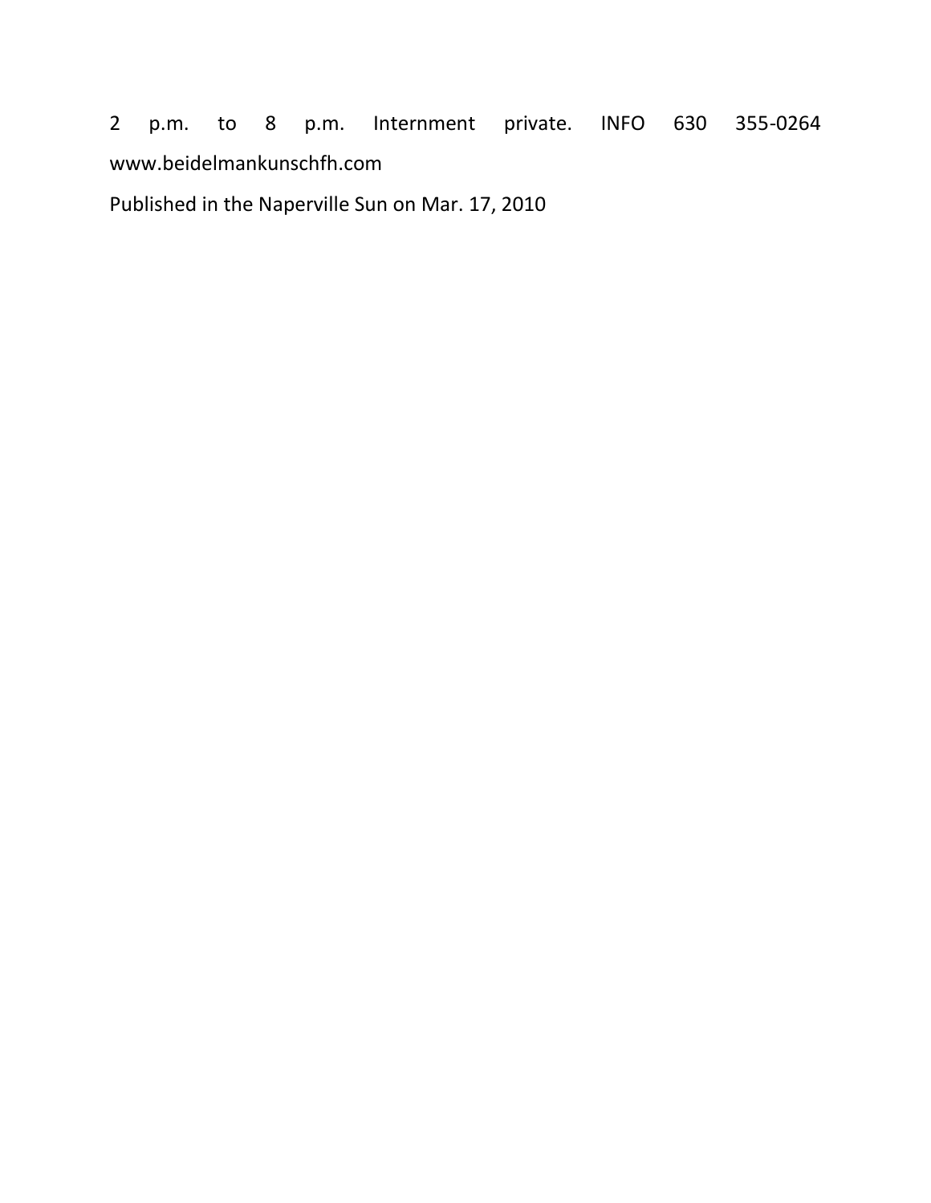2 p.m. to 8 p.m. Internment private. INFO 630 355-0264 www.beidelmankunschfh.com

Published in the Naperville Sun on Mar. 17, 2010